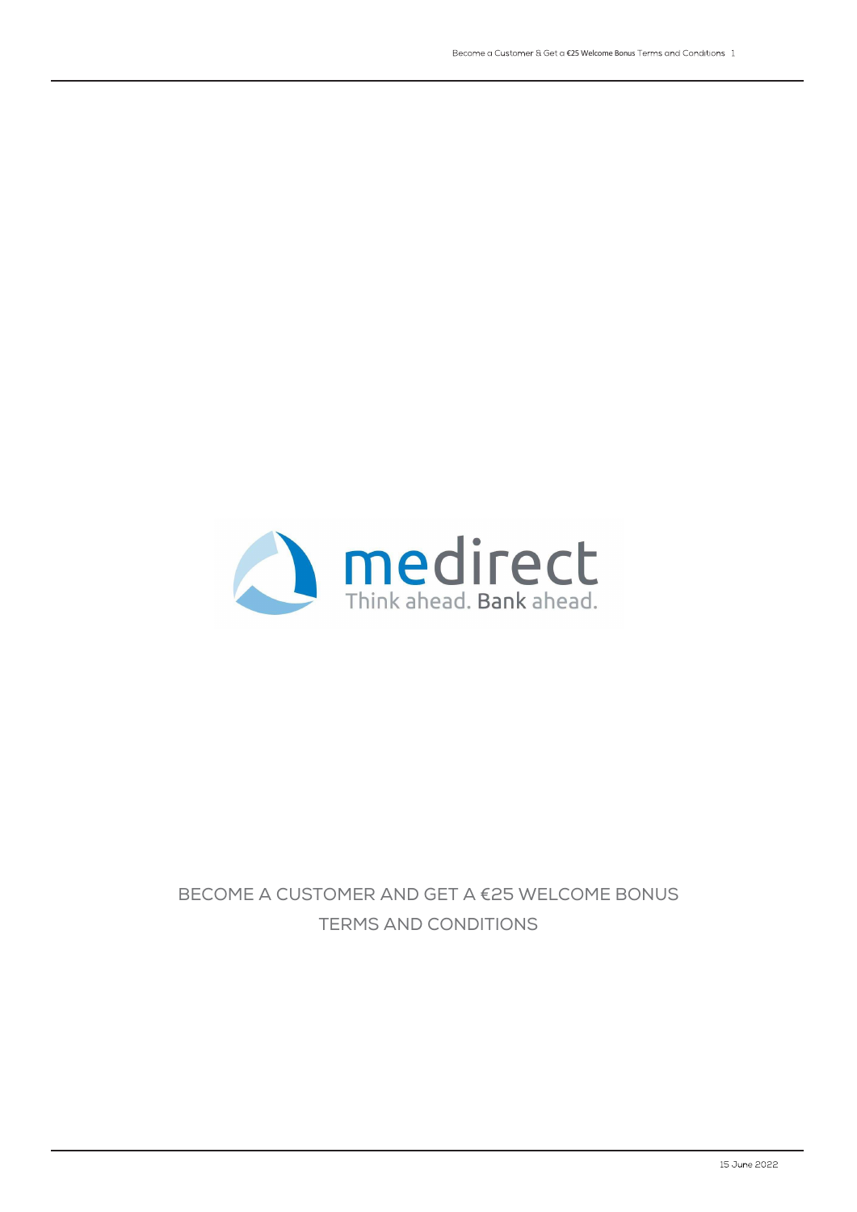medirect

Think ahead. Bank ahead.

# BECOME A CUSTOMER AND GET A €25 WELCOME BONUS TERMS AND CONDITIONS

15 June 2022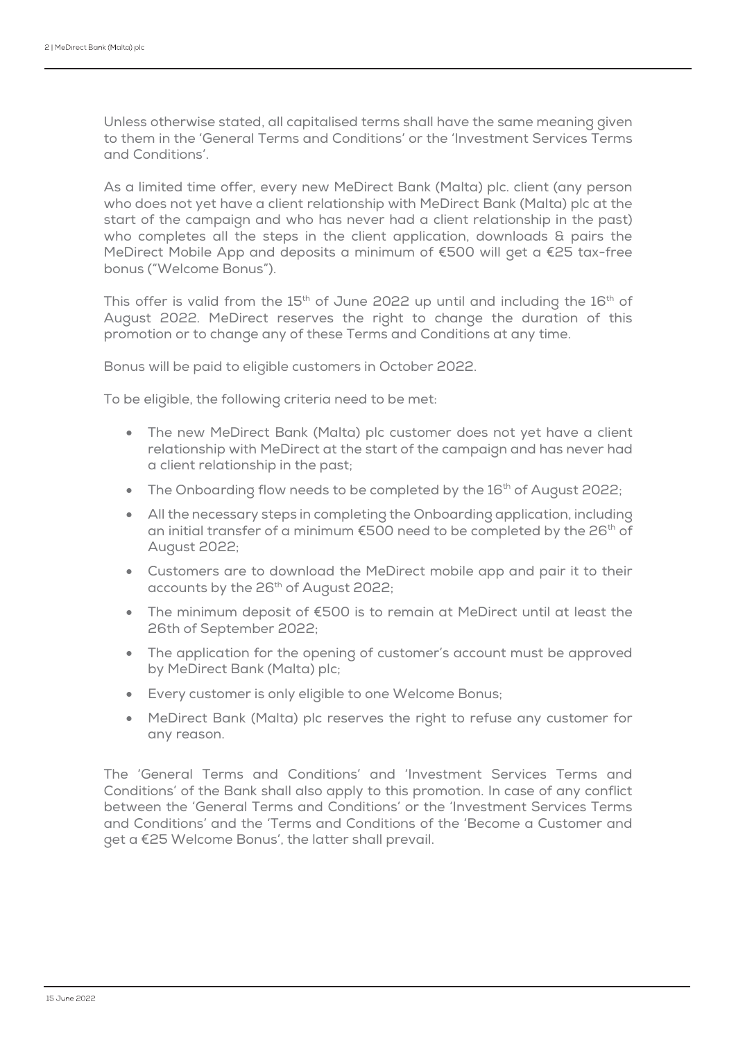Unless otherwise stated, all capitalised terms shall have the same meaning given to them in the 'General Terms and Conditions' or the 'Investment Services Terms and Conditions'.

As a limited time offer, every new MeDirect Bank (Malta) plc. client (any person who does not yet have a client relationship with MeDirect Bank (Malta) plc at the start of the campaign and who has never had a client relationship in the past) who completes all the steps in the client application, downloads & pairs the MeDirect Mobile App and deposits a minimum of €500 will get a €25 tax-free bonus ("Welcome Bonus").

This offer is valid from the 15th of June 2022 up until and including the 16th of August 2022. MeDirect reserves the right to change the duration of this promotion or to change any of these Terms and Conditions at any time.

Bonus will be paid to eligible customers in October 2022.

To be eligible, the following criteria need to be met:

- The new MeDirect Bank (Malta) plc customer does not yet have a client relationship with MeDirect at the start of the campaign and has never had a client relationship in the past;
- The Onboarding flow needs to be completed by the 16th of August 2022;
- All the necessary steps in completing the Onboarding application, including an initial transfer of a minimum €500 need to be completed by the 26th of August 2022;
- Customers are to download the MeDirect mobile app and pair it to their accounts by the 26th of August 2022;
- The minimum deposit of €500 is to remain at MeDirect until at least the 26th of September 2022;
- The application for the opening of customer's account must be approved by MeDirect Bank (Malta) plc;
- Every customer is only eligible to one Welcome Bonus;
- MeDirect Bank (Malta) plc reserves the right to refuse any customer for any reason.

The 'General Terms and Conditions' and 'Investment Services Terms and Conditions' of the Bank shall also apply to this promotion. In case of any conflict between the 'General Terms and Conditions' or the 'Investment Services Terms and Conditions' and the 'Terms and Conditions of the 'Become a Customer and get a €25 Welcome Bonus', the latter shall prevail.